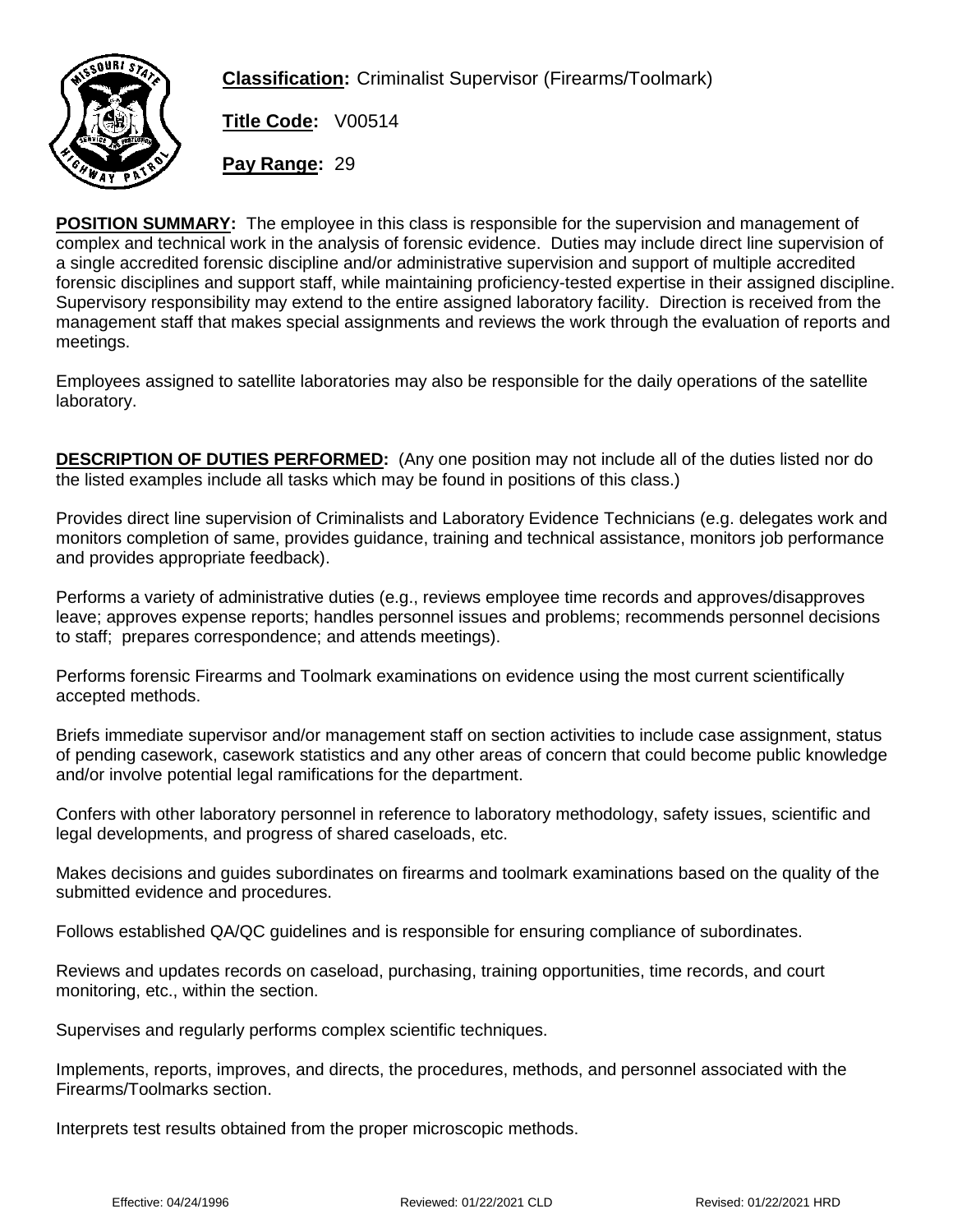**Classification:** Criminalist Supervisor (Firearms/Toolmark)

**Title Code:** V00514

**Pay Range:** 29

**POSITION SUMMARY:** The employee in this class is responsible for the supervision and management of complex and technical work in the analysis of forensic evidence. Duties may include direct line supervision of a single accredited forensic discipline and/or administrative supervision and support of multiple accredited forensic disciplines and support staff, while maintaining proficiency-tested expertise in their assigned discipline. Supervisory responsibility may extend to the entire assigned laboratory facility. Direction is received from the management staff that makes special assignments and reviews the work through the evaluation of reports and meetings.

Employees assigned to satellite laboratories may also be responsible for the daily operations of the satellite laboratory.

**DESCRIPTION OF DUTIES PERFORMED:** (Any one position may not include all of the duties listed nor do the listed examples include all tasks which may be found in positions of this class.)

Provides direct line supervision of Criminalists and Laboratory Evidence Technicians (e.g. delegates work and monitors completion of same, provides guidance, training and technical assistance, monitors job performance and provides appropriate feedback).

Performs a variety of administrative duties (e.g., reviews employee time records and approves/disapproves leave; approves expense reports; handles personnel issues and problems; recommends personnel decisions to staff; prepares correspondence; and attends meetings).

Performs forensic Firearms and Toolmark examinations on evidence using the most current scientifically accepted methods.

Briefs immediate supervisor and/or management staff on section activities to include case assignment, status of pending casework, casework statistics and any other areas of concern that could become public knowledge and/or involve potential legal ramifications for the department.

Confers with other laboratory personnel in reference to laboratory methodology, safety issues, scientific and legal developments, and progress of shared caseloads, etc.

Makes decisions and guides subordinates on firearms and toolmark examinations based on the quality of the submitted evidence and procedures.

Follows established QA/QC guidelines and is responsible for ensuring compliance of subordinates.

Reviews and updates records on caseload, purchasing, training opportunities, time records, and court monitoring, etc., within the section.

Supervises and regularly performs complex scientific techniques.

Implements, reports, improves, and directs, the procedures, methods, and personnel associated with the Firearms/Toolmarks section.

Interprets test results obtained from the proper microscopic methods.

Effective: 04/24/1996 Reviewed: 01/22/2021 CLD Revised: 01/22/2021 HRD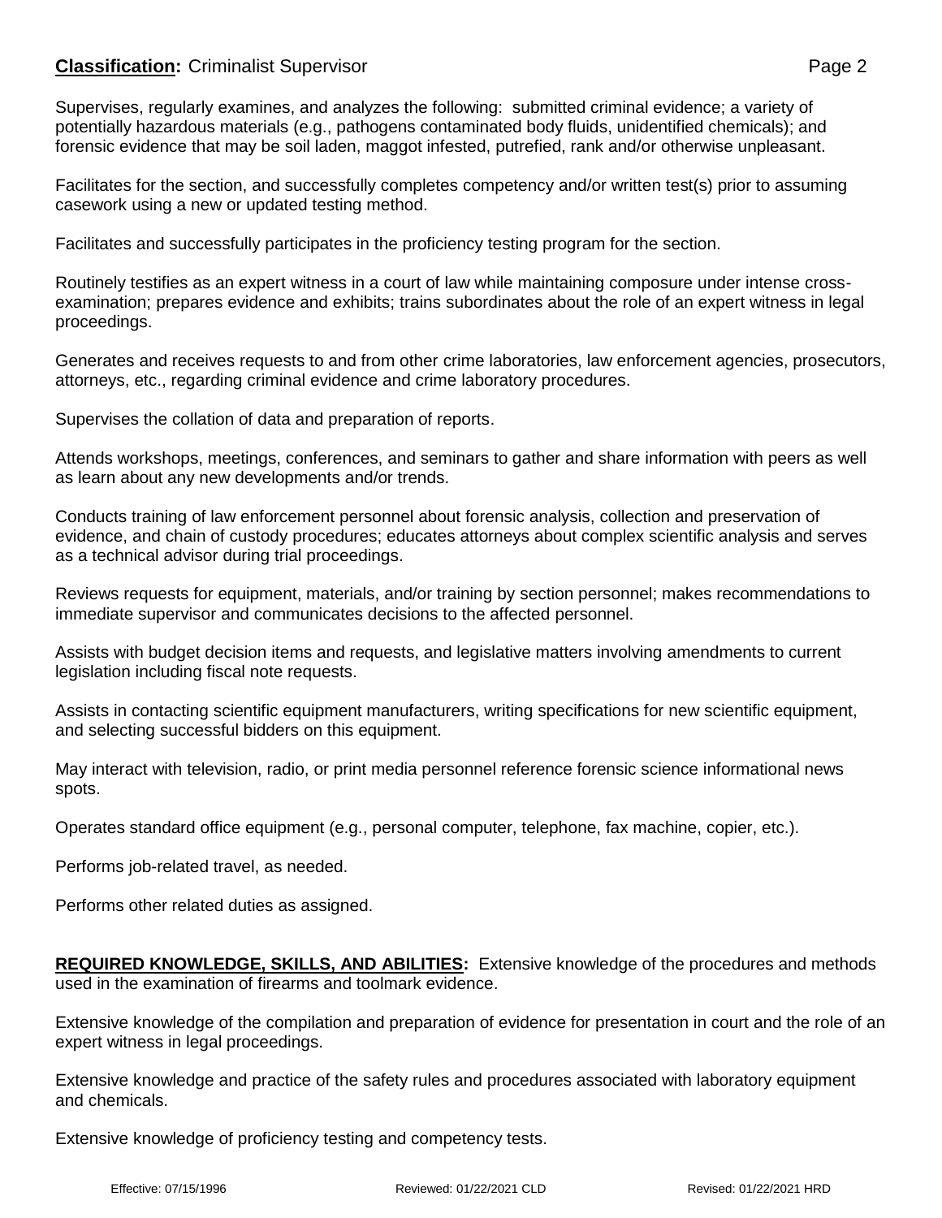Supervises, regularly examines, and analyzes the following: submitted criminal evidence; a variety of potentially hazardous materials (e.g., pathogens contaminated body fluids, unidentified chemicals); and forensic evidence that may be soil laden, maggot infested, putrefied, rank and/or otherwise unpleasant.

Facilitates for the section, and successfully completes competency and/or written test(s) prior to assuming casework using a new or updated testing method.

Facilitates and successfully participates in the proficiency testing program for the section.

Routinely testifies as an expert witness in a court of law while maintaining composure under intense cross-examination; prepares evidence and exhibits; trains subordinates about the role of an expert witness in legal proceedings.

Generates and receives requests to and from other crime laboratories, law enforcement agencies, prosecutors, attorneys, etc., regarding criminal evidence and crime laboratory procedures.

Supervises the collation of data and preparation of reports.

Attends workshops, meetings, conferences, and seminars to gather and share information with peers as well as learn about any new developments and/or trends.

Conducts training of law enforcement personnel about forensic analysis, collection and preservation of evidence, and chain of custody procedures; educates attorneys about complex scientific analysis and serves as a technical advisor during trial proceedings.

Reviews requests for equipment, materials, and/or training by section personnel; makes recommendations to immediate supervisor and communicates decisions to the affected personnel.

Assists with budget decision items and requests, and legislative matters involving amendments to current legislation including fiscal note requests.

Assists in contacting scientific equipment manufacturers, writing specifications for new scientific equipment, and selecting successful bidders on this equipment.

May interact with television, radio, or print media personnel reference forensic science informational news spots.

Operates standard office equipment (e.g., personal computer, telephone, fax machine, copier, etc.).

Performs job-related travel, as needed.

Performs other related duties as assigned.

**REQUIRED KNOWLEDGE, SKILLS, AND ABILITIES:** Extensive knowledge of the procedures and methods used in the examination of firearms and toolmark evidence.

Extensive knowledge of the compilation and preparation of evidence for presentation in court and the role of an expert witness in legal proceedings.

Extensive knowledge and practice of the safety rules and procedures associated with laboratory equipment and chemicals.

Extensive knowledge of proficiency testing and competency tests.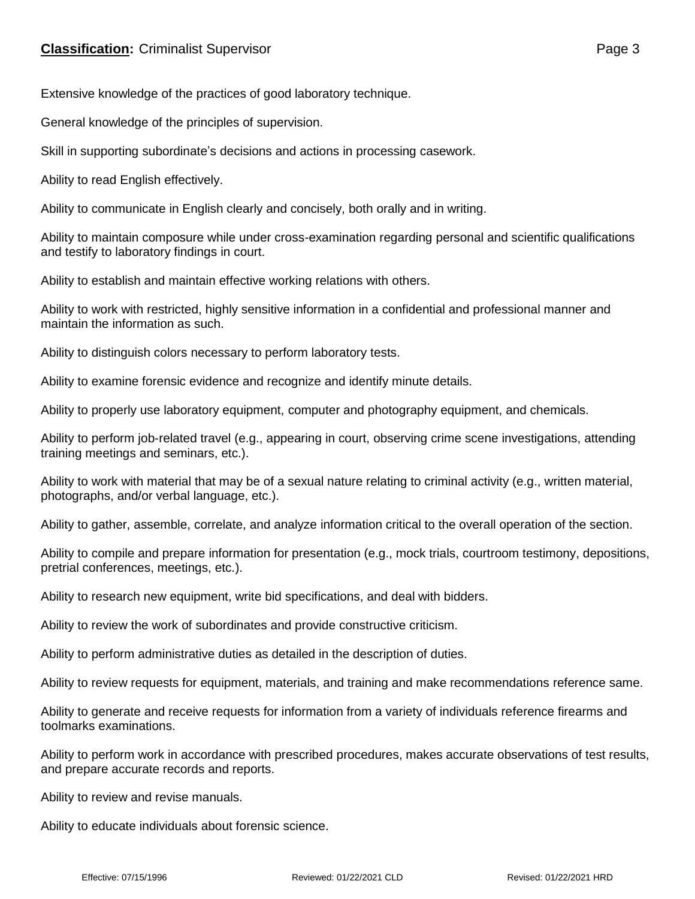Extensive knowledge of the practices of good laboratory technique.

General knowledge of the principles of supervision.

Skill in supporting subordinate's decisions and actions in processing casework.

Ability to read English effectively.

Ability to communicate in English clearly and concisely, both orally and in writing.

Ability to maintain composure while under cross-examination regarding personal and scientific qualifications and testify to laboratory findings in court.

Ability to establish and maintain effective working relations with others.

Ability to work with restricted, highly sensitive information in a confidential and professional manner and maintain the information as such.

Ability to distinguish colors necessary to perform laboratory tests.

Ability to examine forensic evidence and recognize and identify minute details.

Ability to properly use laboratory equipment, computer and photography equipment, and chemicals.

Ability to perform job-related travel (e.g., appearing in court, observing crime scene investigations, attending training meetings and seminars, etc.).

Ability to work with material that may be of a sexual nature relating to criminal activity (e.g., written material, photographs, and/or verbal language, etc.).

Ability to gather, assemble, correlate, and analyze information critical to the overall operation of the section.

Ability to compile and prepare information for presentation (e.g., mock trials, courtroom testimony, depositions, pretrial conferences, meetings, etc.).

Ability to research new equipment, write bid specifications, and deal with bidders.

Ability to review the work of subordinates and provide constructive criticism.

Ability to perform administrative duties as detailed in the description of duties.

Ability to review requests for equipment, materials, and training and make recommendations reference same.

Ability to generate and receive requests for information from a variety of individuals reference firearms and toolmarks examinations.

Ability to perform work in accordance with prescribed procedures, makes accurate observations of test results, and prepare accurate records and reports.

Ability to review and revise manuals.

Ability to educate individuals about forensic science.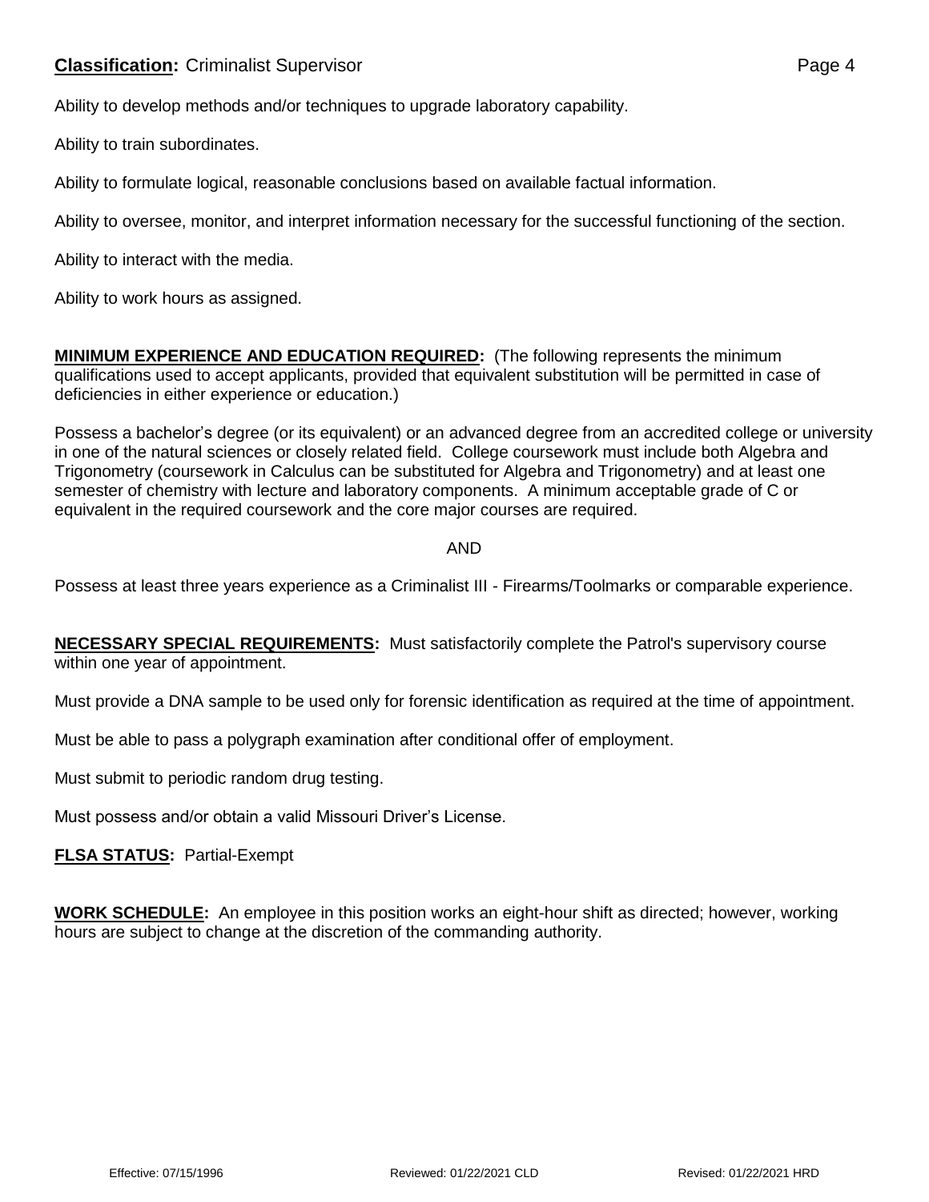Ability to develop methods and/or techniques to upgrade laboratory capability.

Ability to train subordinates.

Ability to formulate logical, reasonable conclusions based on available factual information.

Ability to oversee, monitor, and interpret information necessary for the successful functioning of the section.

Ability to interact with the media.

Ability to work hours as assigned.

**MINIMUM EXPERIENCE AND EDUCATION REQUIRED:** (The following represents the minimum qualifications used to accept applicants, provided that equivalent substitution will be permitted in case of deficiencies in either experience or education.)

Possess a bachelor's degree (or its equivalent) or an advanced degree from an accredited college or university in one of the natural sciences or closely related field. College coursework must include both Algebra and Trigonometry (coursework in Calculus can be substituted for Algebra and Trigonometry) and at least one semester of chemistry with lecture and laboratory components. A minimum acceptable grade of C or equivalent in the required coursework and the core major courses are required.

AND

Possess at least three years experience as a Criminalist III - Firearms/Toolmarks or comparable experience.

**NECESSARY SPECIAL REQUIREMENTS:** Must satisfactorily complete the Patrol's supervisory course within one year of appointment.

Must provide a DNA sample to be used only for forensic identification as required at the time of appointment.

Must be able to pass a polygraph examination after conditional offer of employment.

Must submit to periodic random drug testing.

Must possess and/or obtain a valid Missouri Driver's License.

**FLSA STATUS:** Partial-Exempt

**WORK SCHEDULE:** An employee in this position works an eight-hour shift as directed; however, working hours are subject to change at the discretion of the commanding authority.

Effective: 07/15/1996 Reviewed: 01/22/2021 CLD Revised: 01/22/2021 HRD